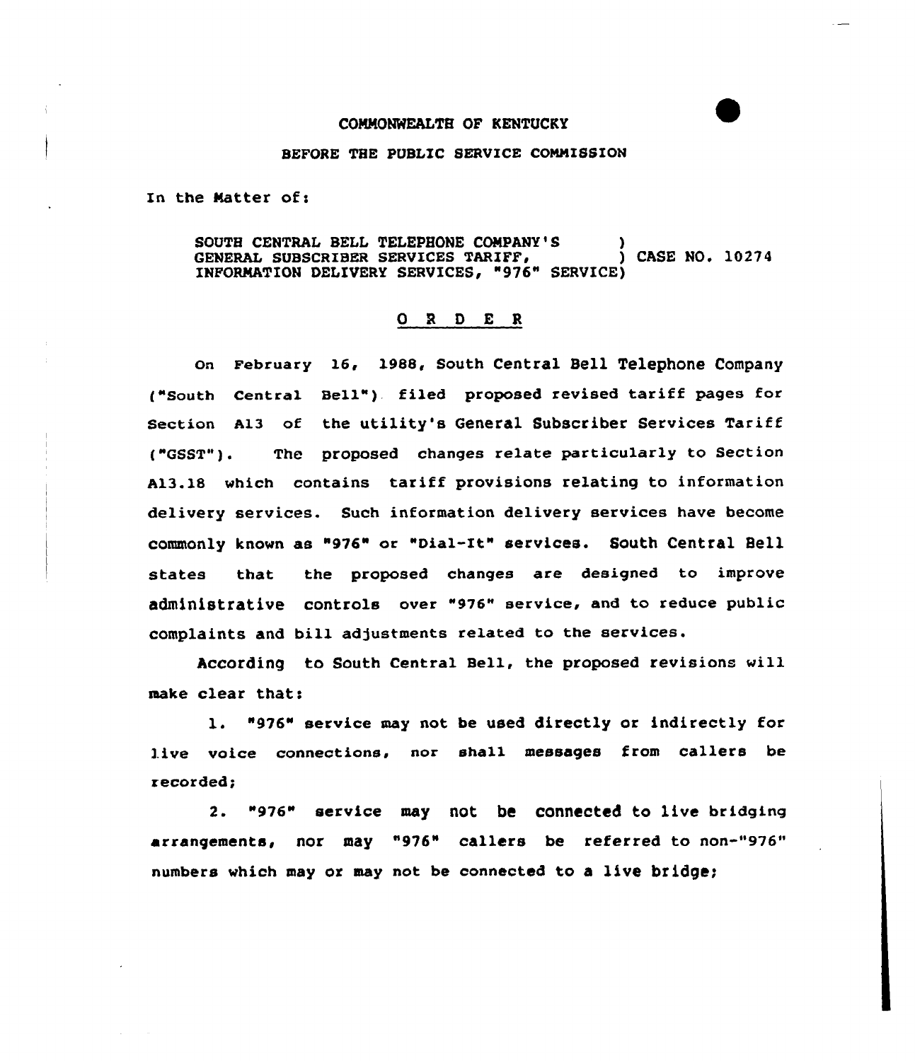COMMONWEALTH OF KENTUCKY

BEFORE THE PUBLIC SERVICE COMMISSION

In the Matter of:

SOUTH CENTRAL BELL TELEPHONE COMPANY'S GENERAL SUBSCRIBER SERVICES TARIFF, INFORMATION DELIVERY SERVICES, "976" SERVICE) ) CASE NO. 10274

## O R D E R

On February 16, 1988, South Central Bell Telephone Company ("South Central Bell") filed proposed revised tariff pages for Section A13 of the utility's General Subscriber Services Tariff ("GSST"). The proposed changes relate particularly to Section A13.18 which contains tariff provisions relating to information delivery services. Such information delivery services have become commonly known as "976" or "Dial-It" services. South Central Bell states that the proposed changes are designed to improve administrative controls over "976" service, and to reduce public complaints and bill adjustments related to the services.

According to South Central Bell, the proposed revisions will make clear that:

1. "976" service may not be used directly or indirectly for live voice connections, nor shall messages from callers be recorded;

2. "976" service may not be connected to live bridging arrangements, nor may "976" callers be referred to non-"976" numbers which may or may not be connected to a live bridge;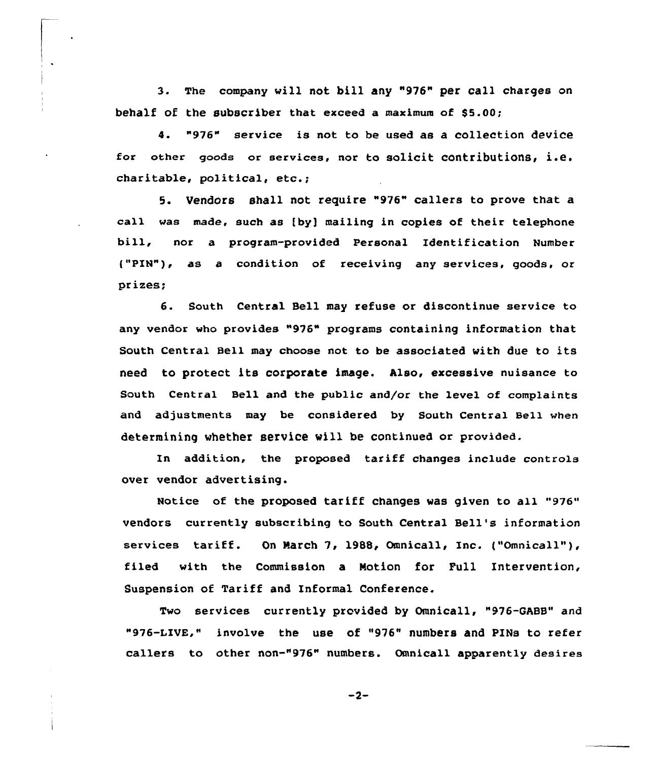3. The company will not bill any "976" per call charges on behalf of the subscriber that exceed a maximum of $5.00;

4. "976" service is not to be used as a collection device for other goods or services, nor to solicit contributions, i.e. charitable, political, etc.;

5. Vendors shall not require "976" callers to prove that a call was made, such as [by] mailing in copies of their telephone bill, nor a program-provided Personal Identification Number ("PIN"), as a condition of receiving any services, goods, or prizes;

6. South Central Bell may refuse or discontinue service to any vendor who provides "976" programs containing information that South Central Bell may choose not to be associated with due to its need to protect its corporate image. Also, excessive nuisance to South Central Bell and the public and/or the level of complaints and adjustments may be considered by South Central Bell when determining whether service will be continued or provided.

In addition, the proposed tariff changes include controls over vendor advertising.

Notice of the proposed tariff changes was given to all "976" vendors currently subscribing to South Central Bell's information services tariff. On March 7, 1988, Omnicall, Inc. ("Omnicall"), filed with the Commission a Motion for Full Intervention, Suspension of Tariff and Informal Conference.

Two services currently provided by Omnicall, "976-GABB" and "976-LIVE," involve the use of "976" numbers and PINs to refer callers to other non-"976" numbers. Omnicall apparently desires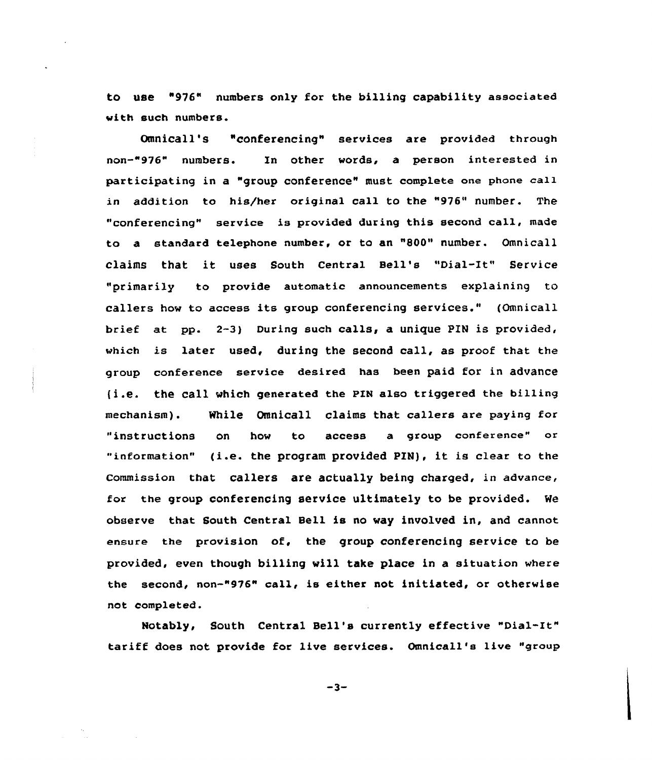to use "976" numbers only for the billing capability associated with such numbers.

Omnicall's "conferencing" services are provided through non-"976" numbers. In other words, a person interested in participating in a "group conference" must complete one phone call in addition to his/her original call to the "976" number. The "conferencing" service is provided during this second call, made to a standard telephone number, or to an "800" number. Omnicall claims that it uses South Central Bell's "Dial-It" Service "primarily to provide automatic announcements explaining to callers how to access its group conferencing services." (Omnicall brief at pp. 2-3) During such calls, a unique PIN is provided, which is later used, during the second call, as proof that the group conference service desired has been paid for in advance (i.e. the call which generated the PIN also triggered the billing mechanism). While Omnicall claims that callers are paying for "instructions on how to access a group conference" or "information" (i.e. the program provided PIN), it is clear to the Commission that callers are actually being charged, in advance, for the group conferencing service ultimately to be provided. We observe that South Central Bell is no way involved in, and cannot ensure the provision of, the group conferencing service to be provided, even though billing will take place in a situation where the second, non-"976" call, is either not initiated, or otherwise not completed.

Notably, South Central Bell's currently effective "Dial-It" tariff does not provide for live services. Omnicall's live "group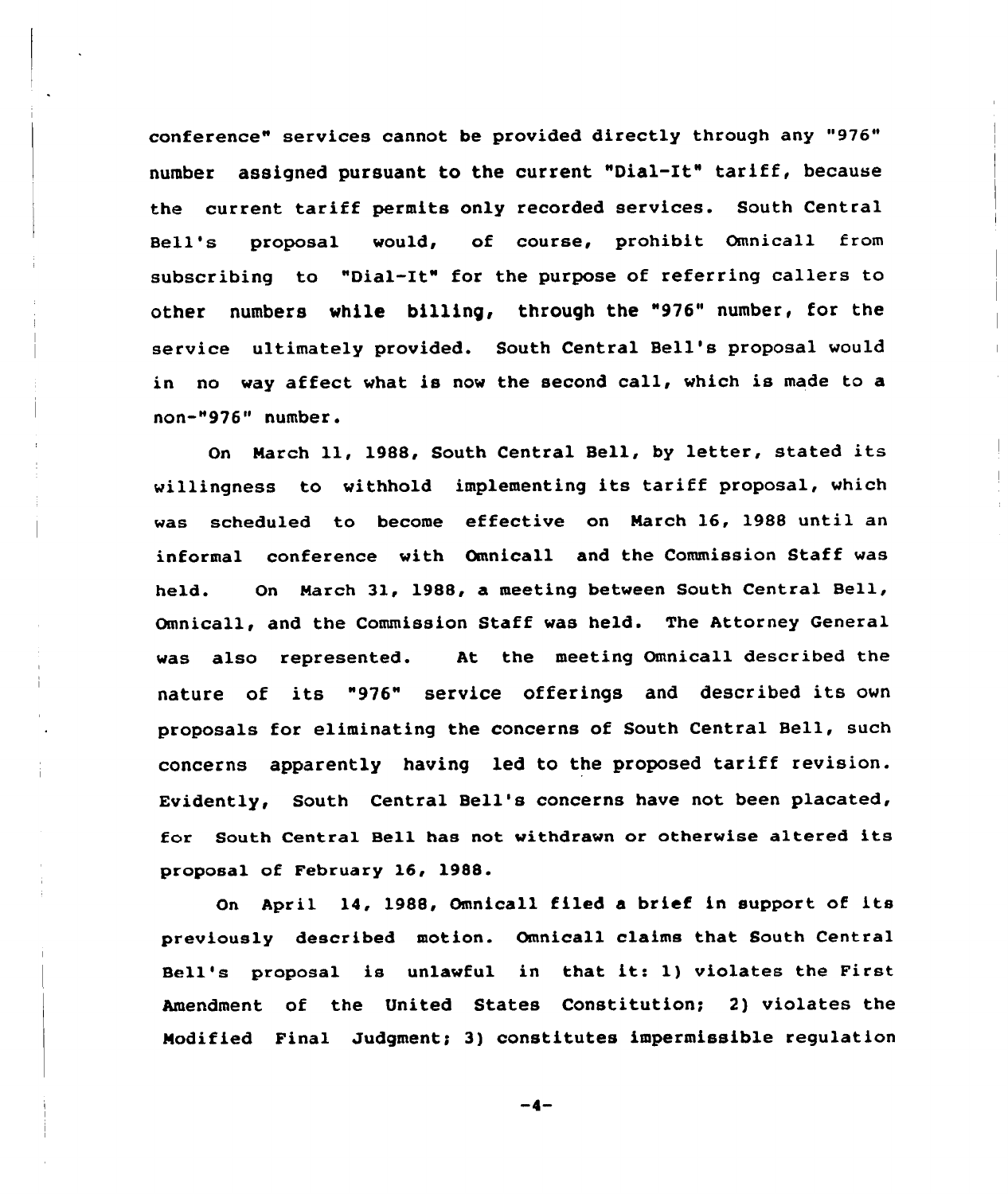conference" services cannot be provided directly through any "976" number assigned pursuant to the current "Dial-It" tariff, because the current tariff permits only recorded services. South Central Bell's proposal would, of course, prohibit Omnicall from subscribing to "Dial-It" for the purpose of referring callers to other numbers while billing, through the "976" number, for the service ultimately provided. South Central Bell's proposal would in no way affect what is now the second call, which is made to a non-"976" number.

On March 11, 1988, South Central Bell, by letter, stated its willingness to withhold implementing its tariff proposal, which was scheduled to become effective on March 16, 1988 until an informal conference with Omnicall and the Commission Staff was held. On March 31, 1988, a meeting between South Central Bell, Omnicall, and the Commission Staff was held. The Attorney General was also represented. At the meeting Omnicall described the nature of its "976" service offerings and described its own proposals for eliminating the concerns of South Central Bell, such concerns apparently having led to the proposed tariff revision. Evidently, South Central Bell's concerns have not been placated, for South Central Bell has not withdrawn or otherwise altered its proposal of February 16, 1988.

On April 14, 1988, Omnicall filed a brief in support of its previously described motion. Omnicall claims that South Central Bell's proposal is unlawful in that it: 1) violates the First Amendment of the United States Constitution; 2) violates the Modified Final Judgment; 3) constitutes impermissible regulation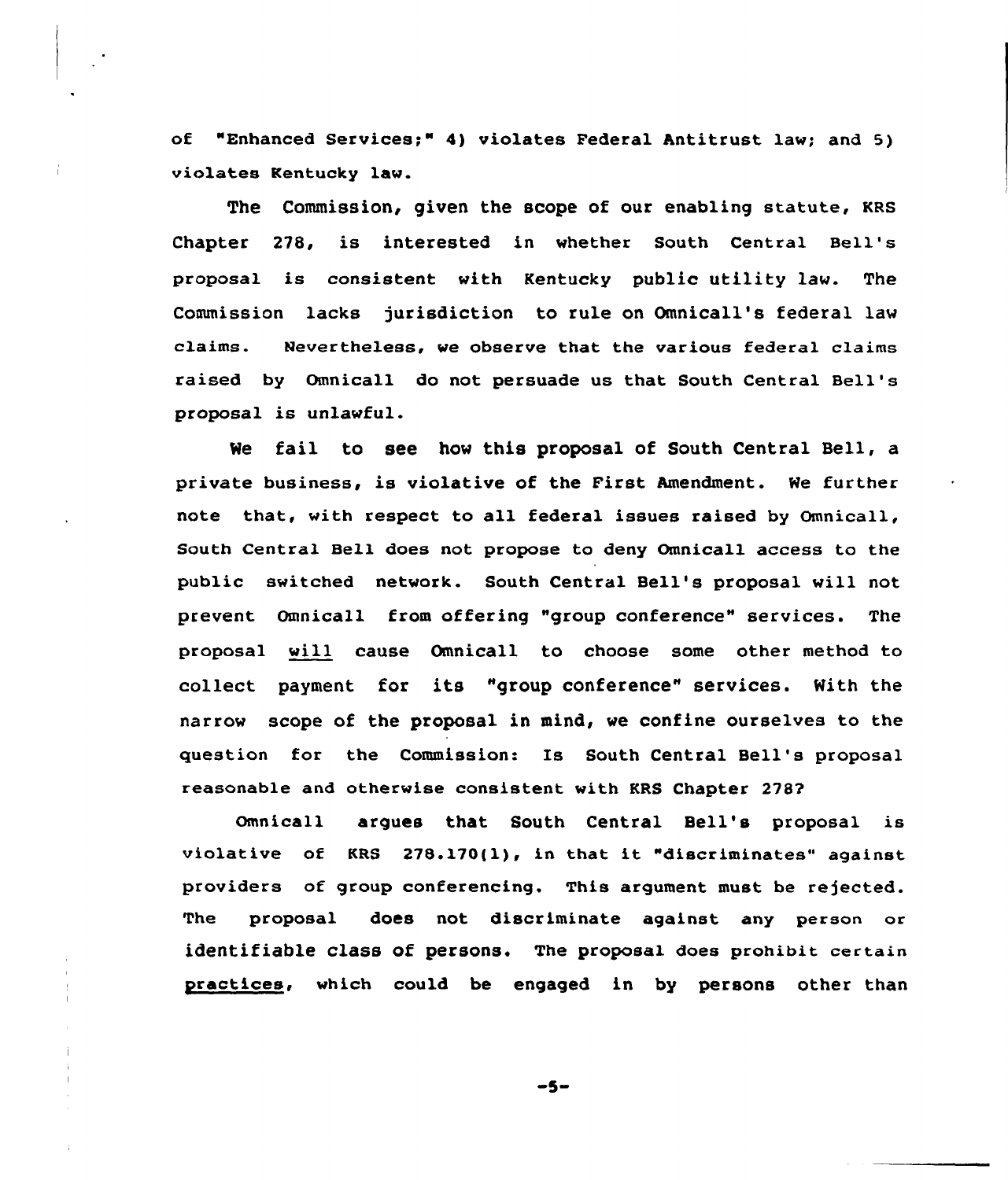of "Enhanced Services;" 4) violates Federal Antitrust law; and 5) violates Kentucky law.

The Commission, given the scope of our enabling statute, KRS Chapter 278, is interested in whether South Central Bell's proposal is consistent with Kentucky public utility law. The Commission lacks jurisdiction to rule on Omnicall's federal law claims. Nevertheless, we observe that the various federal claims raised by Omnicall do not persuade us that South Central Bell's proposal is unlawful.

We fail to see how this proposal of South Central Bell, a private business, is violative of the First Amendment. We further note that, with respect to all federal issues raised by Omnicall, South Central Bell does not propose to deny Omnicall access to the public switched network. South Central Bell's proposal will not prevent Omnicall from offering "group conference" services. The proposal <u>will</u> cause Omnicall to choose some other method to collect payment for its "group conference" services. With the narrow scope of the proposal in mind, we confine ourselves to the question for the Commission: Is South Central Bell's proposal reasonable and otherwise consistent with KRS Chapter 278?

Omnicall argues that South Central Bell's proposal is violative of KRS 278.170(1), in that it "discriminates" against providers of group conferencing. This argument must be rejected. The proposal does not discriminate against any person or identifiable class of persons. The proposal does prohibit certain <u>practices</u>, which could be engaged in by persons other than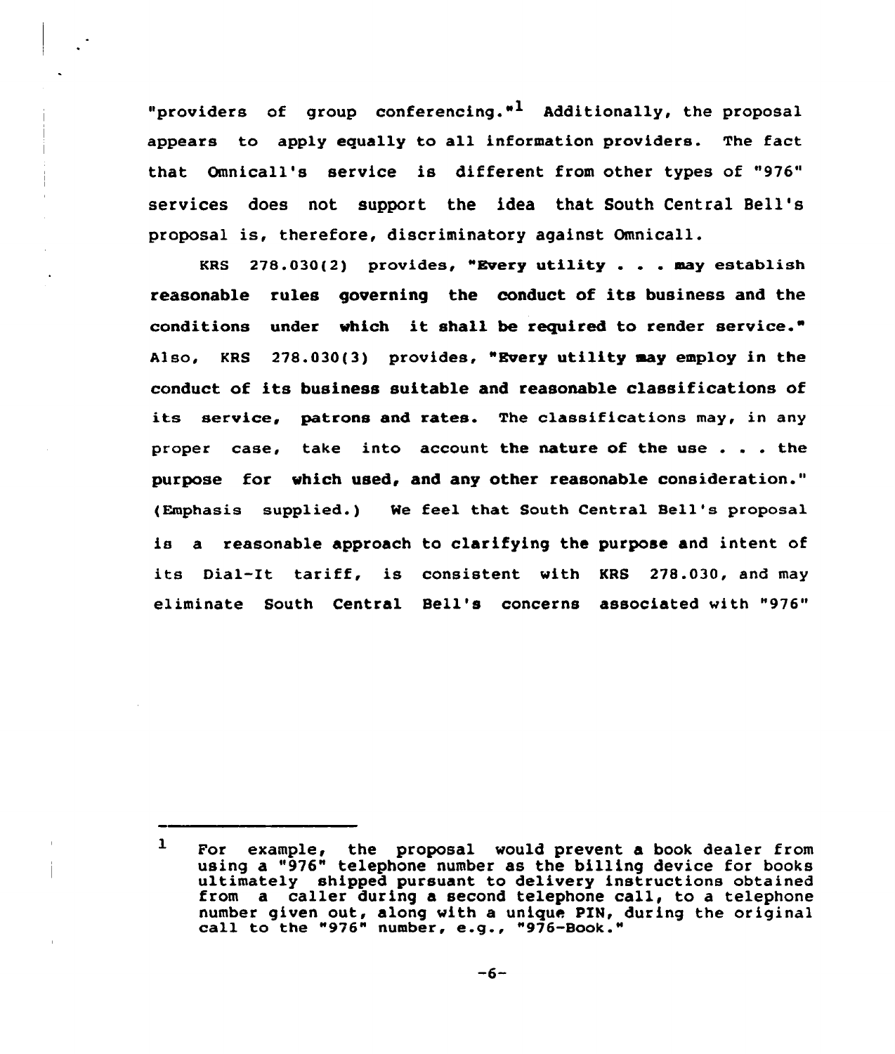"providers of group conferencing."[1] Additionally, the proposal appears to apply equally to all information providers. The fact that Omnicall's service is different from other types of "976" services does not support the idea that South Central Bell's proposal is, therefore, discriminatory against Omnicall.

KRS 278.030(2) provides, "**Every utility . . . may establish reasonable rules governing the conduct of its business and the conditions under which it shall be required to render service.**" Also, KRS 278.030(3) provides, "**Every utility may employ in the conduct of its business suitable and reasonable classifications of its service, patrons and rates.** The classifications may, in any proper case, take into account **the nature of the use** . . . the **purpose for which used, and any other reasonable consideration.**" (Emphasis supplied.) We feel that South Central Bell's proposal is a reasonable approach to clarifying the purpose and intent of its Dial-It tariff, is consistent with KRS 278.030, and may eliminate South Central Bell's concerns associated with "976"

---

[1] For example, the proposal would prevent a book dealer from using a "976" telephone number as the billing device for books ultimately shipped pursuant to delivery instructions obtained from a caller during a second telephone call, to a telephone number given out, along with a unique PIN, during the original call to the "976" number, e.g., "976-Book."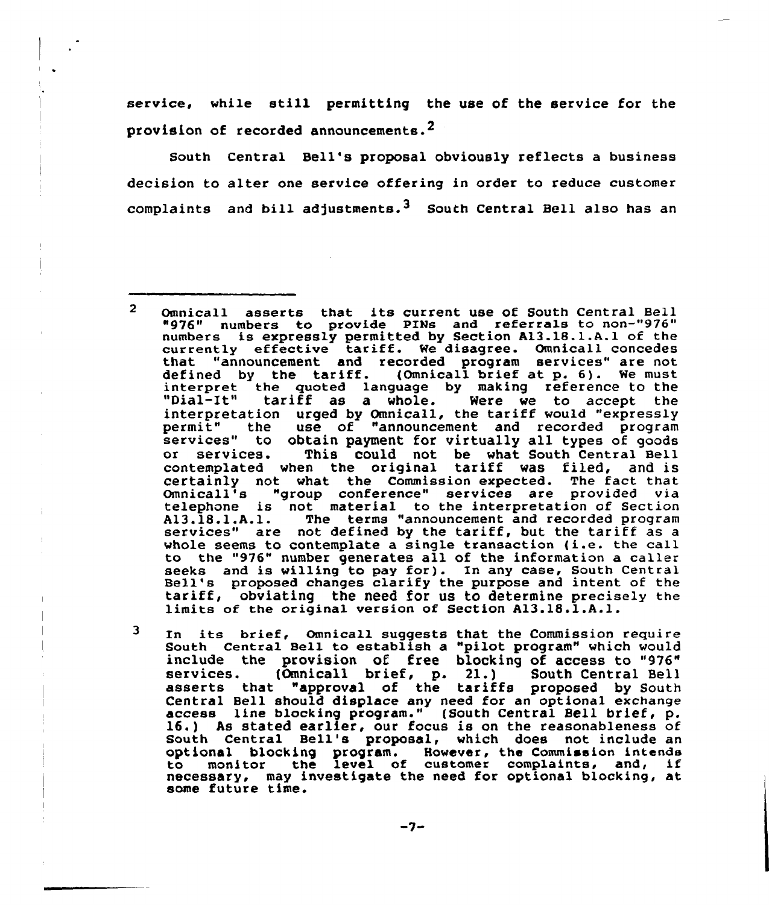service, while still permitting the use of the service for the provision of recorded announcements.[2]

South Central Bell's proposal obviously reflects a business decision to alter one service offering in order to reduce customer complaints and bill adjustments.[3] South Central Bell also has an

---

[2] Omnicall asserts that its current use of South Central Bell "976" numbers to provide PINs and referrals to non-"976" numbers is expressly permitted by Section A13.18.1.A.1 of the currently effective tariff. We disagree. Omnicall concedes that "announcement and recorded program services" are not defined by the tariff. (Omnicall brief at p. 6). We must interpret the quoted language by making reference to the "Dial-It" tariff as a whole. Were we to accept the interpretation urged by Omnicall, the tariff would "expressly permit" the use of "announcement and recorded program services" to obtain payment for virtually all types of goods or services. This could not be what South Central Bell contemplated when the original tariff was filed, and is certainly not what the Commission expected. The fact that Omnicall's "group conference" services are provided via telephone is not material to the interpretation of Section A13.18.1.A.1. The terms "announcement and recorded program services" are not defined by the tariff, but the tariff as a whole seems to contemplate a single transaction (i.e. the call to the "976" number generates all of the information a caller seeks and is willing to pay for). In any case, South Central Bell's proposed changes clarify the purpose and intent of the tariff, obviating the need for us to determine precisely the limits of the original version of Section A13.18.1.A.1.

[3] In its brief, Omnicall suggests that the Commission require South Central Bell to establish a "pilot program" which would include the provision of free blocking of access to "976" services. (Omnicall brief, p. 21.) South Central Bell asserts that "approval of the tariffs proposed by South Central Bell should displace any need for an optional exchange access line blocking program." (South Central Bell brief, p. 16.) As stated earlier, our focus is on the reasonableness of South Central Bell's proposal, which does not include an optional blocking program. However, the Commission intends to monitor the level of customer complaints, and, if necessary, may investigate the need for optional blocking, at some future time.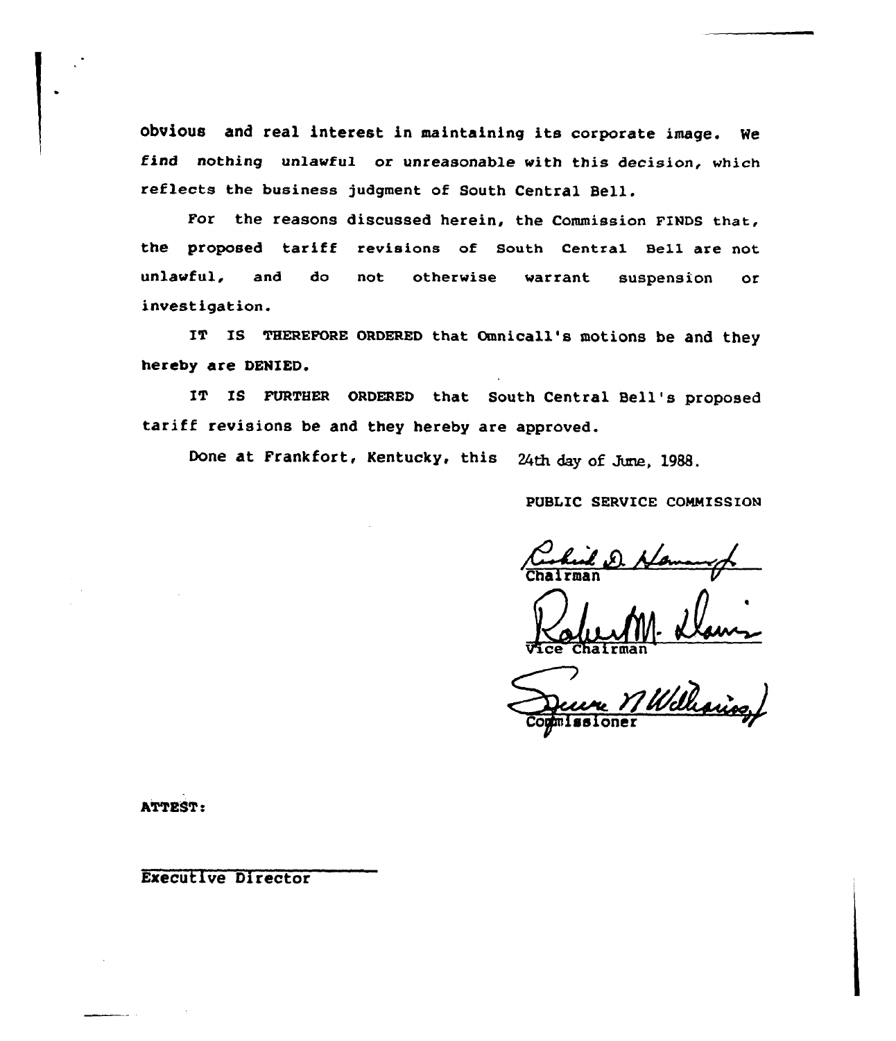obvious and real interest in maintaining its corporate image. We find nothing unlawful or unreasonable with this decision, which reflects the business judgment of South Central Bell.

For the reasons discussed herein, the Commission FINDS that, the proposed tariff revisions of South Central Bell are not unlawful, and do not otherwise warrant suspension or investigation.

IT IS THEREFORE ORDERED that Omnicall's motions be and they hereby are DENIED.

IT IS FURTHER ORDERED that South Central Bell's proposed tariff revisions be and they hereby are approved.

Done at Frankfort, Kentucky, this 24th day of June, 1988.

PUBLIC SERVICE COMMISSION

Chairman

Vice Chairman

Commissioner

ATTEST:

Executive Director